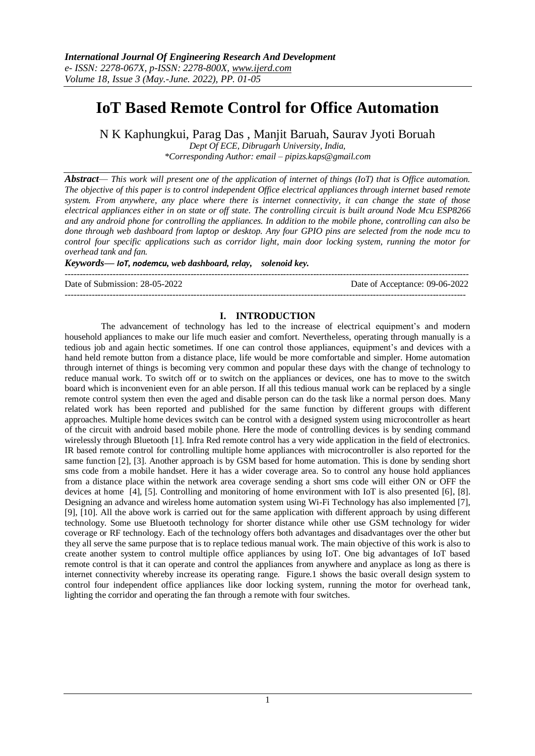# IoT Based Remote Control for Office Automation

N K Kaphungkui, Parag Das , Manjit Baruah, Saurav Jyoti Boruah

*Dept Of ECE, Dibrugarh University, India,*

*\*Corresponding Author: email – pipizs.kaps@gmail.com*

***Abstract****— This work will present one of the application of internet of things (IoT) that is Office automation. The objective of this paper is to control independent Office electrical appliances through internet based remote system. From anywhere, any place where there is internet connectivity, it can change the state of those electrical appliances either in on state or off state. The controlling circuit is built around Node Mcu ESP8266 and any android phone for controlling the appliances. In addition to the mobile phone, controlling can also be done through web dashboard from laptop or desktop. Any four GPIO pins are selected from the node mcu to control four specific applications such as corridor light, main door locking system, running the motor for overhead tank and fan.*

***Keywords— IoT, nodemcu, web dashboard, relay, solenoid key.***

Date of Submission: 28-05-2022 Date of Acceptance: 09-06-2022

## I. INTRODUCTION

The advancement of technology has led to the increase of electrical equipment's and modern household appliances to make our life much easier and comfort. Nevertheless, operating through manually is a tedious job and again hectic sometimes. If one can control those appliances, equipment's and devices with a hand held remote button from a distance place, life would be more comfortable and simpler. Home automation through internet of things is becoming very common and popular these days with the change of technology to reduce manual work. To switch off or to switch on the appliances or devices, one has to move to the switch board which is inconvenient even for an able person. If all this tedious manual work can be replaced by a single remote control system then even the aged and disable person can do the task like a normal person does. Many related work has been reported and published for the same function by different groups with different approaches. Multiple home devices switch can be control with a designed system using microcontroller as heart of the circuit with android based mobile phone. Here the mode of controlling devices is by sending command wirelessly through Bluetooth [1]. Infra Red remote control has a very wide application in the field of electronics. IR based remote control for controlling multiple home appliances with microcontroller is also reported for the same function [2], [3]. Another approach is by GSM based for home automation. This is done by sending short sms code from a mobile handset. Here it has a wider coverage area. So to control any house hold appliances from a distance place within the network area coverage sending a short sms code will either ON or OFF the devices at home [4], [5]. Controlling and monitoring of home environment with IoT is also presented [6], [8]. Designing an advance and wireless home automation system using Wi-Fi Technology has also implemented [7], [9], [10]. All the above work is carried out for the same application with different approach by using different technology. Some use Bluetooth technology for shorter distance while other use GSM technology for wider coverage or RF technology. Each of the technology offers both advantages and disadvantages over the other but they all serve the same purpose that is to replace tedious manual work. The main objective of this work is also to create another system to control multiple office appliances by using IoT. One big advantages of IoT based remote control is that it can operate and control the appliances from anywhere and anyplace as long as there is internet connectivity whereby increase its operating range. Figure.1 shows the basic overall design system to control four independent office appliances like door locking system, running the motor for overhead tank, lighting the corridor and operating the fan through a remote with four switches.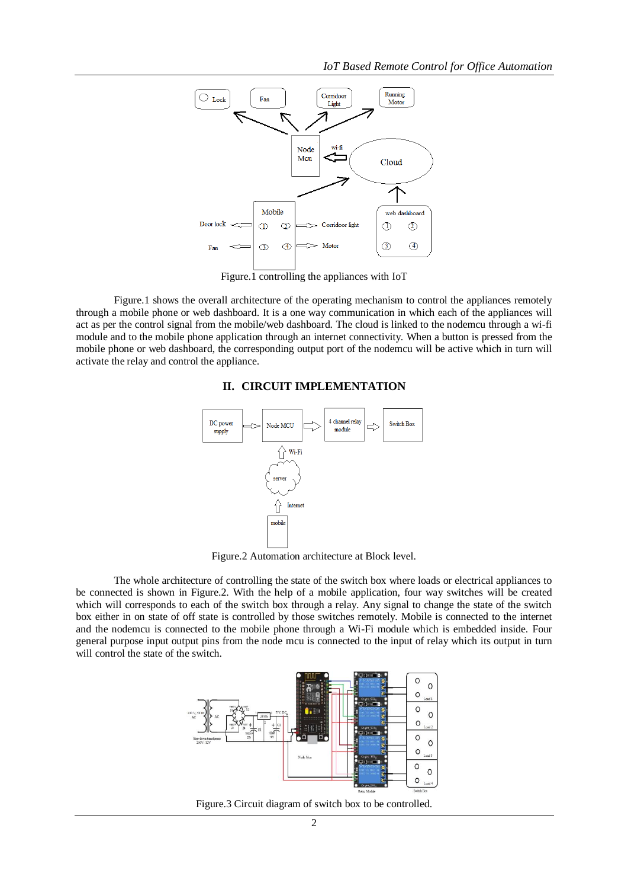Figure.1 controlling the appliances with IoT

Figure.1 shows the overall architecture of the operating mechanism to control the appliances remotely through a mobile phone or web dashboard. It is a one way communication in which each of the appliances will act as per the control signal from the mobile/web dashboard. The cloud is linked to the nodemcu through a wi-fi module and to the mobile phone application through an internet connectivity. When a button is pressed from the mobile phone or web dashboard, the corresponding output port of the nodemcu will be active which in turn will activate the relay and control the appliance.

## II. CIRCUIT IMPLEMENTATION

Figure.2 Automation architecture at Block level.

The whole architecture of controlling the state of the switch box where loads or electrical appliances to be connected is shown in Figure.2. With the help of a mobile application, four way switches will be created which will corresponds to each of the switch box through a relay. Any signal to change the state of the switch box either in on state of off state is controlled by those switches remotely. Mobile is connected to the internet and the nodemcu is connected to the mobile phone through a Wi-Fi module which is embedded inside. Four general purpose input output pins from the node mcu is connected to the input of relay which its output in turn will control the state of the switch.

Figure.3 Circuit diagram of switch box to be controlled.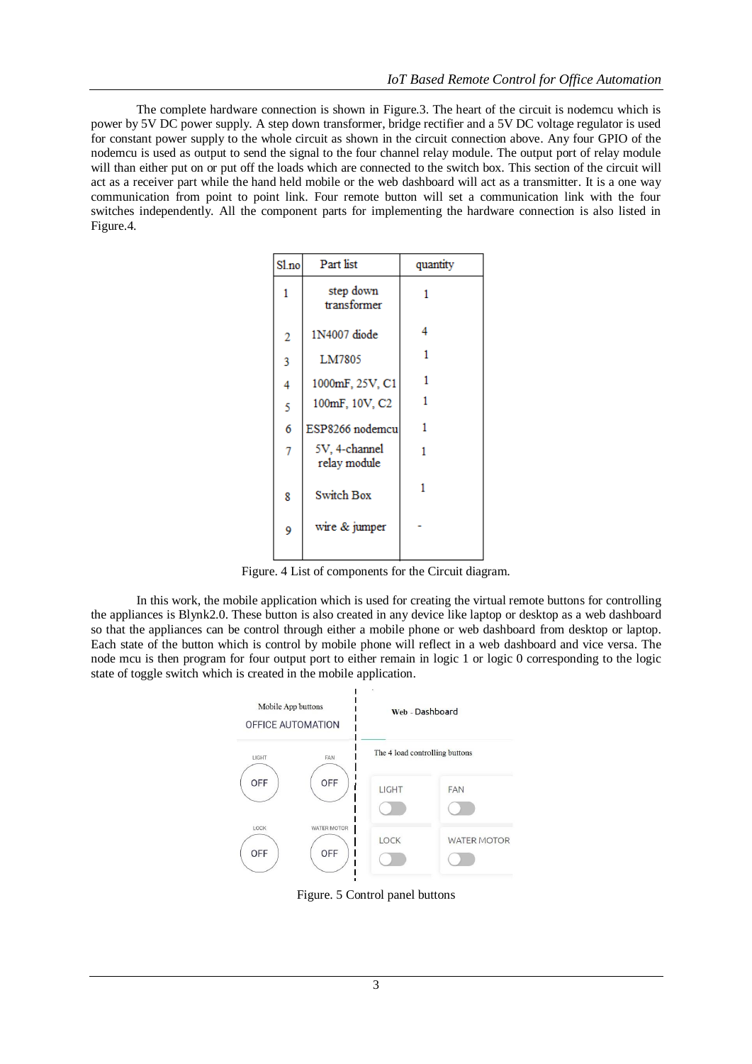The complete hardware connection is shown in Figure.3. The heart of the circuit is nodemcu which is power by 5V DC power supply. A step down transformer, bridge rectifier and a 5V DC voltage regulator is used for constant power supply to the whole circuit as shown in the circuit connection above. Any four GPIO of the nodemcu is used as output to send the signal to the four channel relay module. The output port of relay module will than either put on or put off the loads which are connected to the switch box. This section of the circuit will act as a receiver part while the hand held mobile or the web dashboard will act as a transmitter. It is a one way communication from point to point link. Four remote button will set a communication link with the four switches independently. All the component parts for implementing the hardware connection is also listed in Figure.4.

| Sl.no | Part list | quantity |
|---|---|---|
| 1 | step down transformer | 1 |
| 2 | 1N4007 diode | 4 |
| 3 | LM7805 | 1 |
| 4 | 1000mF, 25V, C1 | 1 |
| 5 | 100mF, 10V, C2 | 1 |
| 6 | ESP8266 nodemcu | 1 |
| 7 | 5V, 4-channel relay module | 1 |
| 8 | Switch Box | 1 |
| 9 | wire & jumper | - |

Figure. 4 List of components for the Circuit diagram.

In this work, the mobile application which is used for creating the virtual remote buttons for controlling the appliances is Blynk2.0. These button is also created in any device like laptop or desktop as a web dashboard so that the appliances can be control through either a mobile phone or web dashboard from desktop or laptop. Each state of the button which is control by mobile phone will reflect in a web dashboard and vice versa. The node mcu is then program for four output port to either remain in logic 1 or logic 0 corresponding to the logic state of toggle switch which is created in the mobile application.

Figure. 5 Control panel buttons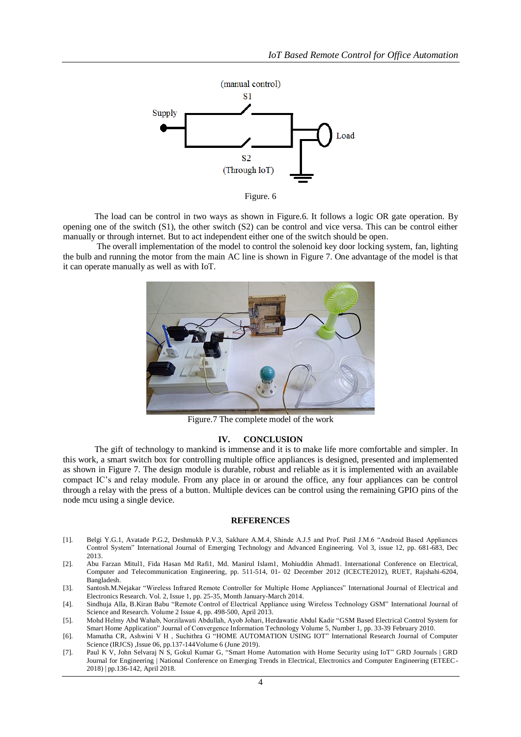Figure. 6

The load can be control in two ways as shown in Figure.6. It follows a logic OR gate operation. By opening one of the switch (S1), the other switch (S2) can be control and vice versa. This can be control either manually or through internet. But to act independent either one of the switch should be open.

The overall implementation of the model to control the solenoid key door locking system, fan, lighting the bulb and running the motor from the main AC line is shown in Figure 7. One advantage of the model is that it can operate manually as well as with IoT.

Figure.7 The complete model of the work

## IV. CONCLUSION

The gift of technology to mankind is immense and it is to make life more comfortable and simpler. In this work, a smart switch box for controlling multiple office appliances is designed, presented and implemented as shown in Figure 7. The design module is durable, robust and reliable as it is implemented with an available compact IC's and relay module. From any place in or around the office, any four appliances can be control through a relay with the press of a button. Multiple devices can be control using the remaining GPIO pins of the node mcu using a single device.

## REFERENCES

[1]. Belgi Y.G.1, Avatade P.G.2, Deshmukh P.V.3, Sakhare A.M.4, Shinde A.J.5 and Prof. Patil J.M.6 "Android Based Appliances Control System" International Journal of Emerging Technology and Advanced Engineering. Vol 3, issue 12, pp. 681-683, Dec 2013.

[2]. Abu Farzan Mitul1, Fida Hasan Md Rafi1, Md. Manirul Islam1, Mohiuddin Ahmad1. International Conference on Electrical, Computer and Telecommunication Engineering, pp. 511-514, 01- 02 December 2012 (ICECTE2012), RUET, Rajshahi-6204, Bangladesh.

[3]. Santosh.M.Nejakar "Wireless Infrared Remote Controller for Multiple Home Appliances" International Journal of Electrical and Electronics Research. Vol. 2, Issue 1, pp. 25-35, Month January-March 2014.

[4]. Sindhuja Alla, B.Kiran Babu "Remote Control of Electrical Appliance using Wireless Technology GSM" International Journal of Science and Research. Volume 2 Issue 4, pp. 498-500, April 2013.

[5]. Mohd Helmy Abd Wahab, Norzilawati Abdullah, Ayob Johari, Herdawatie Abdul Kadir "GSM Based Electrical Control System for Smart Home Application" Journal of Convergence Information Technology Volume 5, Number 1, pp. 33-39 February 2010.

[6]. Mamatha CR, Ashwini V H , Suchithra G "HOME AUTOMATION USING IOT" International Research Journal of Computer Science (IRJCS) ,Issue 06, pp.137-144Volume 6 (June 2019).

[7]. Paul K V, John Selvaraj N S, Gokul Kumar G, "Smart Home Automation with Home Security using IoT" GRD Journals | GRD Journal for Engineering | National Conference on Emerging Trends in Electrical, Electronics and Computer Engineering (ETEEC-2018) | pp.136-142, April 2018.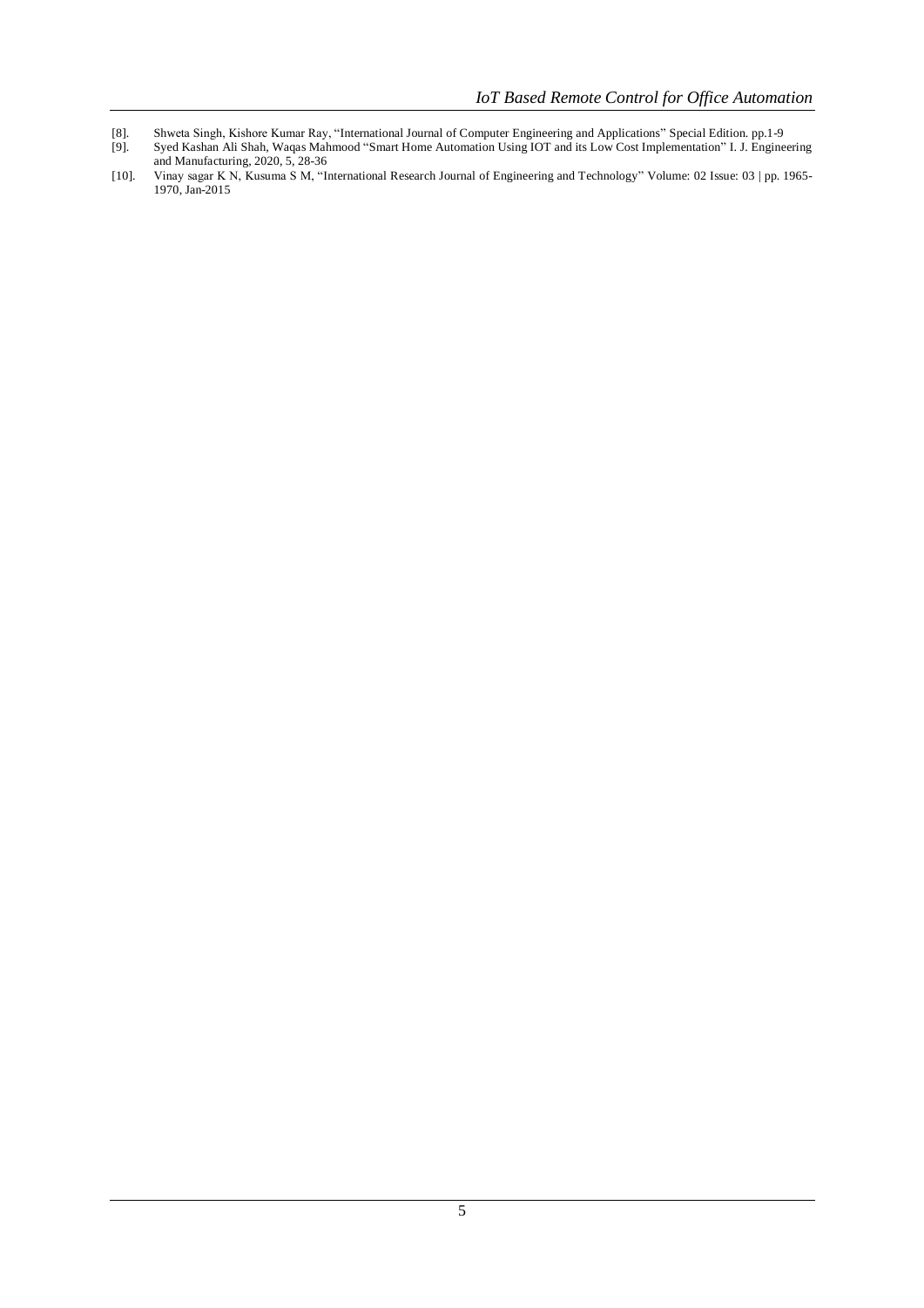[8]. Shweta Singh, Kishore Kumar Ray, "International Journal of Computer Engineering and Applications" Special Edition. pp.1-9

[9]. Syed Kashan Ali Shah, Waqas Mahmood "Smart Home Automation Using IOT and its Low Cost Implementation" I. J. Engineering and Manufacturing, 2020, 5, 28-36

[10]. Vinay sagar K N, Kusuma S M, "International Research Journal of Engineering and Technology" Volume: 02 Issue: 03 | pp. 1965-1970, Jan-2015